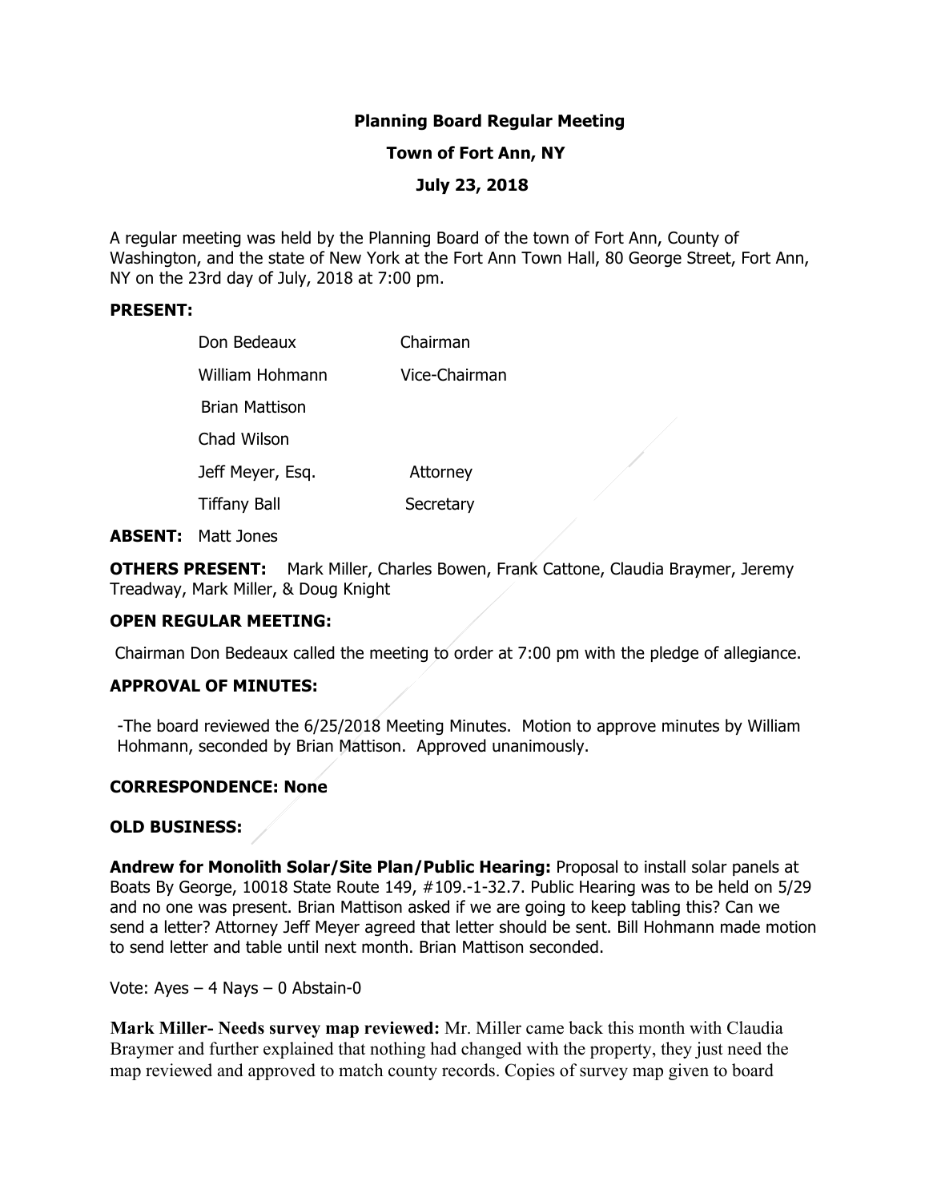# Planning Board Regular Meeting

## Town of Fort Ann, NY

## July 23, 2018

A regular meeting was held by the Planning Board of the town of Fort Ann, County of Washington, and the state of New York at the Fort Ann Town Hall, 80 George Street, Fort Ann, NY on the 23rd day of July, 2018 at 7:00 pm.

**PRESENT:**

| | |
|---|---|
| Don Bedeaux | Chairman |
| William Hohmann | Vice-Chairman |
| Brian Mattison | |
| Chad Wilson | |
| Jeff Meyer, Esq. | Attorney |
| Tiffany Ball | Secretary |

**ABSENT:** Matt Jones

**OTHERS PRESENT:** Mark Miller, Charles Bowen, Frank Cattone, Claudia Braymer, Jeremy Treadway, Mark Miller, & Doug Knight

**OPEN REGULAR MEETING:**

Chairman Don Bedeaux called the meeting to order at 7:00 pm with the pledge of allegiance.

**APPROVAL OF MINUTES:**

-The board reviewed the 6/25/2018 Meeting Minutes. Motion to approve minutes by William Hohmann, seconded by Brian Mattison. Approved unanimously.

**CORRESPONDENCE: None**

**OLD BUSINESS:**

**Andrew for Monolith Solar/Site Plan/Public Hearing:** Proposal to install solar panels at Boats By George, 10018 State Route 149, #109.-1-32.7. Public Hearing was to be held on 5/29 and no one was present. Brian Mattison asked if we are going to keep tabling this? Can we send a letter? Attorney Jeff Meyer agreed that letter should be sent. Bill Hohmann made motion to send letter and table until next month. Brian Mattison seconded.

Vote: Ayes – 4 Nays – 0 Abstain-0

**Mark Miller- Needs survey map reviewed:** Mr. Miller came back this month with Claudia Braymer and further explained that nothing had changed with the property, they just need the map reviewed and approved to match county records. Copies of survey map given to board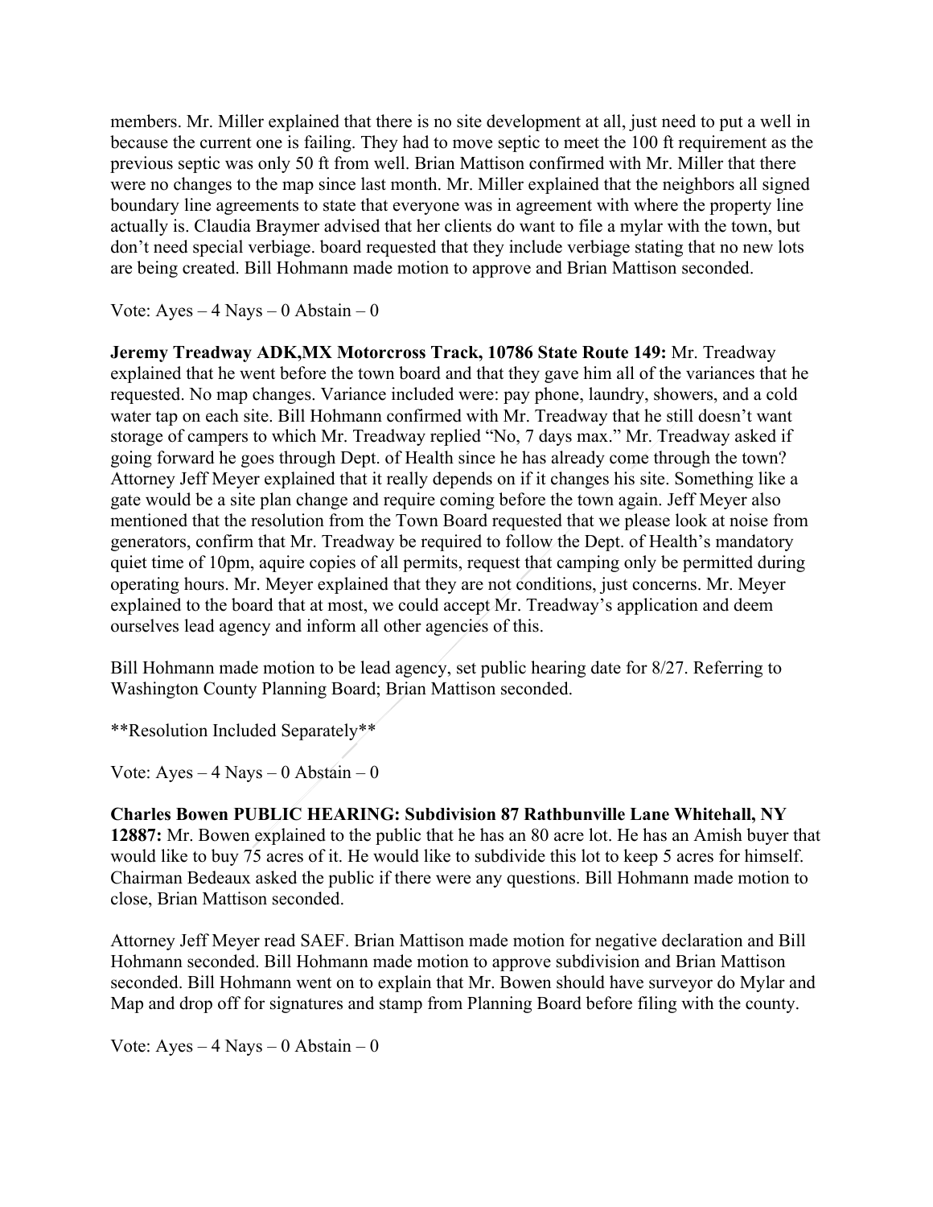members. Mr. Miller explained that there is no site development at all, just need to put a well in because the current one is failing. They had to move septic to meet the 100 ft requirement as the previous septic was only 50 ft from well. Brian Mattison confirmed with Mr. Miller that there were no changes to the map since last month. Mr. Miller explained that the neighbors all signed boundary line agreements to state that everyone was in agreement with where the property line actually is. Claudia Braymer advised that her clients do want to file a mylar with the town, but don't need special verbiage. board requested that they include verbiage stating that no new lots are being created. Bill Hohmann made motion to approve and Brian Mattison seconded.

Vote: Ayes – 4 Nays – 0 Abstain – 0

**Jeremy Treadway ADK,MX Motorcross Track, 10786 State Route 149:** Mr. Treadway explained that he went before the town board and that they gave him all of the variances that he requested. No map changes. Variance included were: pay phone, laundry, showers, and a cold water tap on each site. Bill Hohmann confirmed with Mr. Treadway that he still doesn't want storage of campers to which Mr. Treadway replied "No, 7 days max." Mr. Treadway asked if going forward he goes through Dept. of Health since he has already come through the town? Attorney Jeff Meyer explained that it really depends on if it changes his site. Something like a gate would be a site plan change and require coming before the town again. Jeff Meyer also mentioned that the resolution from the Town Board requested that we please look at noise from generators, confirm that Mr. Treadway be required to follow the Dept. of Health's mandatory quiet time of 10pm, aquire copies of all permits, request that camping only be permitted during operating hours. Mr. Meyer explained that they are not conditions, just concerns. Mr. Meyer explained to the board that at most, we could accept Mr. Treadway's application and deem ourselves lead agency and inform all other agencies of this.

Bill Hohmann made motion to be lead agency, set public hearing date for 8/27. Referring to Washington County Planning Board; Brian Mattison seconded.

**Resolution Included Separately**

Vote: Ayes – 4 Nays – 0 Abstain – 0

**Charles Bowen PUBLIC HEARING: Subdivision 87 Rathbunville Lane Whitehall, NY 12887:** Mr. Bowen explained to the public that he has an 80 acre lot. He has an Amish buyer that would like to buy 75 acres of it. He would like to subdivide this lot to keep 5 acres for himself. Chairman Bedeaux asked the public if there were any questions. Bill Hohmann made motion to close, Brian Mattison seconded.

Attorney Jeff Meyer read SAEF. Brian Mattison made motion for negative declaration and Bill Hohmann seconded. Bill Hohmann made motion to approve subdivision and Brian Mattison seconded. Bill Hohmann went on to explain that Mr. Bowen should have surveyor do Mylar and Map and drop off for signatures and stamp from Planning Board before filing with the county.

Vote: Ayes – 4 Nays – 0 Abstain – 0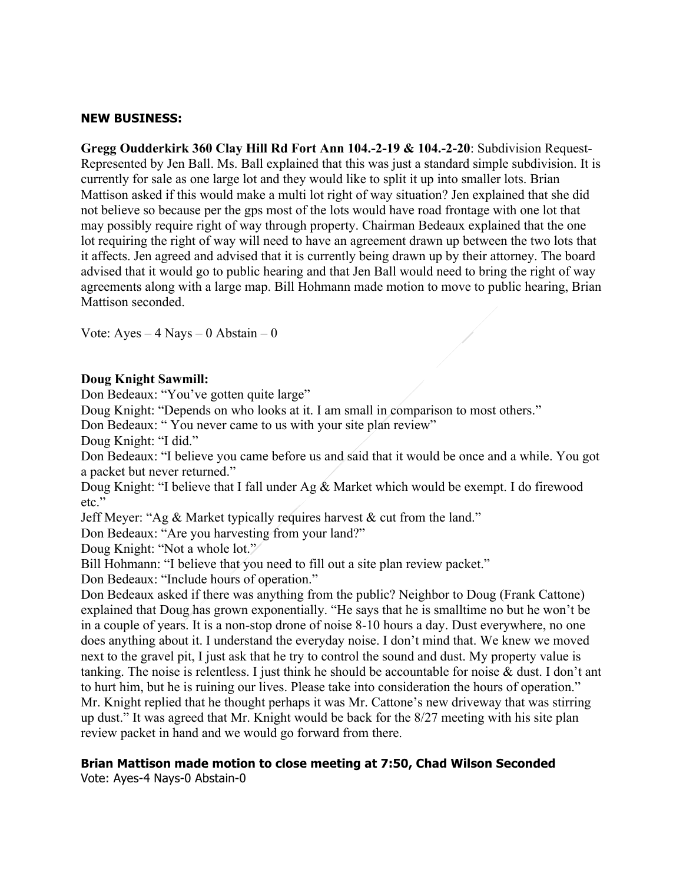**NEW BUSINESS:**

**Gregg Oudderkirk 360 Clay Hill Rd Fort Ann 104.-2-19 & 104.-2-20**: Subdivision Request-Represented by Jen Ball. Ms. Ball explained that this was just a standard simple subdivision. It is currently for sale as one large lot and they would like to split it up into smaller lots. Brian Mattison asked if this would make a multi lot right of way situation? Jen explained that she did not believe so because per the gps most of the lots would have road frontage with one lot that may possibly require right of way through property. Chairman Bedeaux explained that the one lot requiring the right of way will need to have an agreement drawn up between the two lots that it affects. Jen agreed and advised that it is currently being drawn up by their attorney. The board advised that it would go to public hearing and that Jen Ball would need to bring the right of way agreements along with a large map. Bill Hohmann made motion to move to public hearing, Brian Mattison seconded.

Vote: Ayes – 4 Nays – 0 Abstain – 0

**Doug Knight Sawmill:**

Don Bedeaux: "You've gotten quite large"
Doug Knight: "Depends on who looks at it. I am small in comparison to most others."
Don Bedeaux: " You never came to us with your site plan review"
Doug Knight: "I did."
Don Bedeaux: "I believe you came before us and said that it would be once and a while. You got a packet but never returned."
Doug Knight: "I believe that I fall under Ag & Market which would be exempt. I do firewood etc."
Jeff Meyer: "Ag & Market typically requires harvest & cut from the land."
Don Bedeaux: "Are you harvesting from your land?"
Doug Knight: "Not a whole lot."
Bill Hohmann: "I believe that you need to fill out a site plan review packet."
Don Bedeaux: "Include hours of operation."
Don Bedeaux asked if there was anything from the public? Neighbor to Doug (Frank Cattone) explained that Doug has grown exponentially. "He says that he is smalltime no but he won't be in a couple of years. It is a non-stop drone of noise 8-10 hours a day. Dust everywhere, no one does anything about it. I understand the everyday noise. I don't mind that. We knew we moved next to the gravel pit, I just ask that he try to control the sound and dust. My property value is tanking. The noise is relentless. I just think he should be accountable for noise & dust. I don't ant to hurt him, but he is ruining our lives. Please take into consideration the hours of operation." Mr. Knight replied that he thought perhaps it was Mr. Cattone's new driveway that was stirring up dust." It was agreed that Mr. Knight would be back for the 8/27 meeting with his site plan review packet in hand and we would go forward from there.

**Brian Mattison made motion to close meeting at 7:50, Chad Wilson Seconded**
Vote: Ayes-4 Nays-0 Abstain-0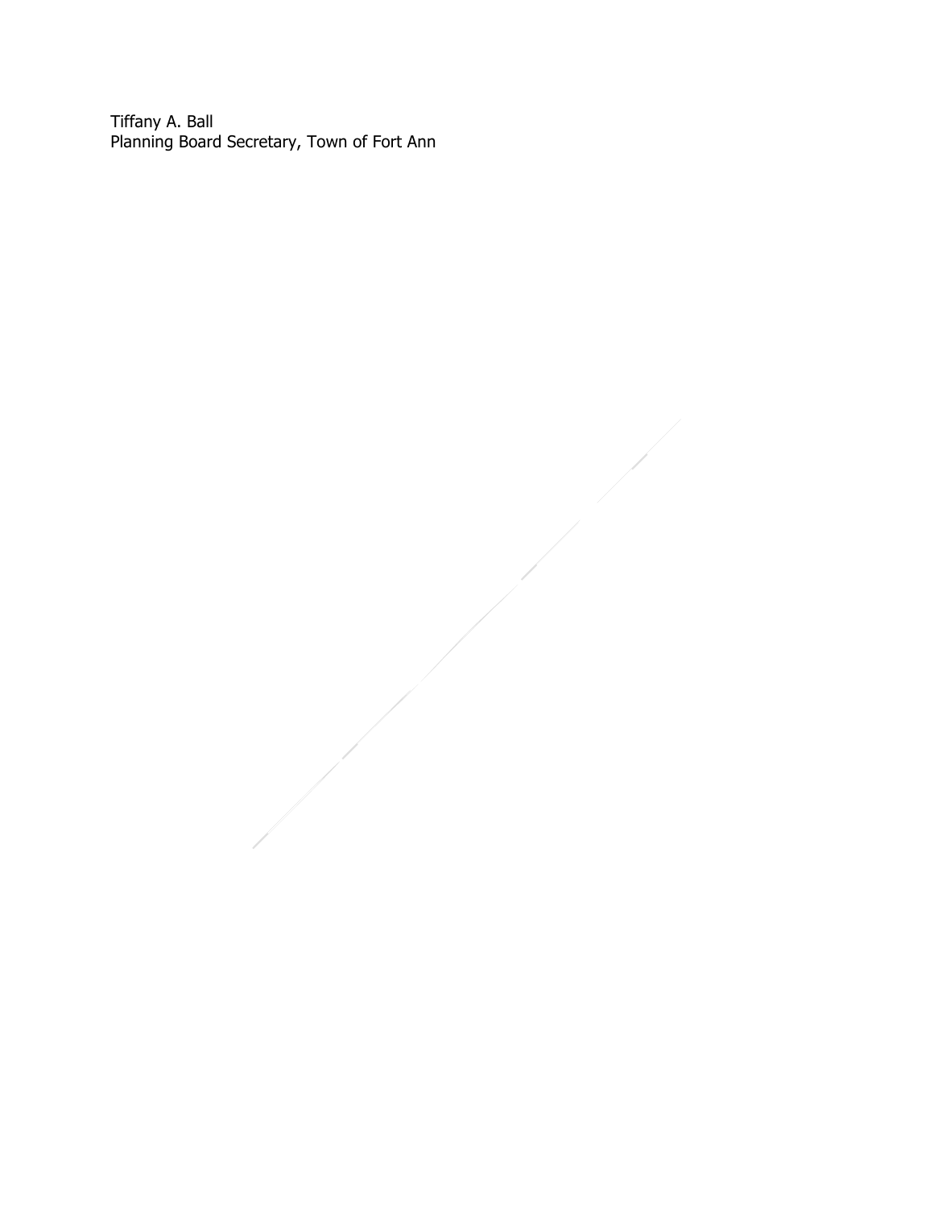Tiffany A. Ball
Planning Board Secretary, Town of Fort Ann